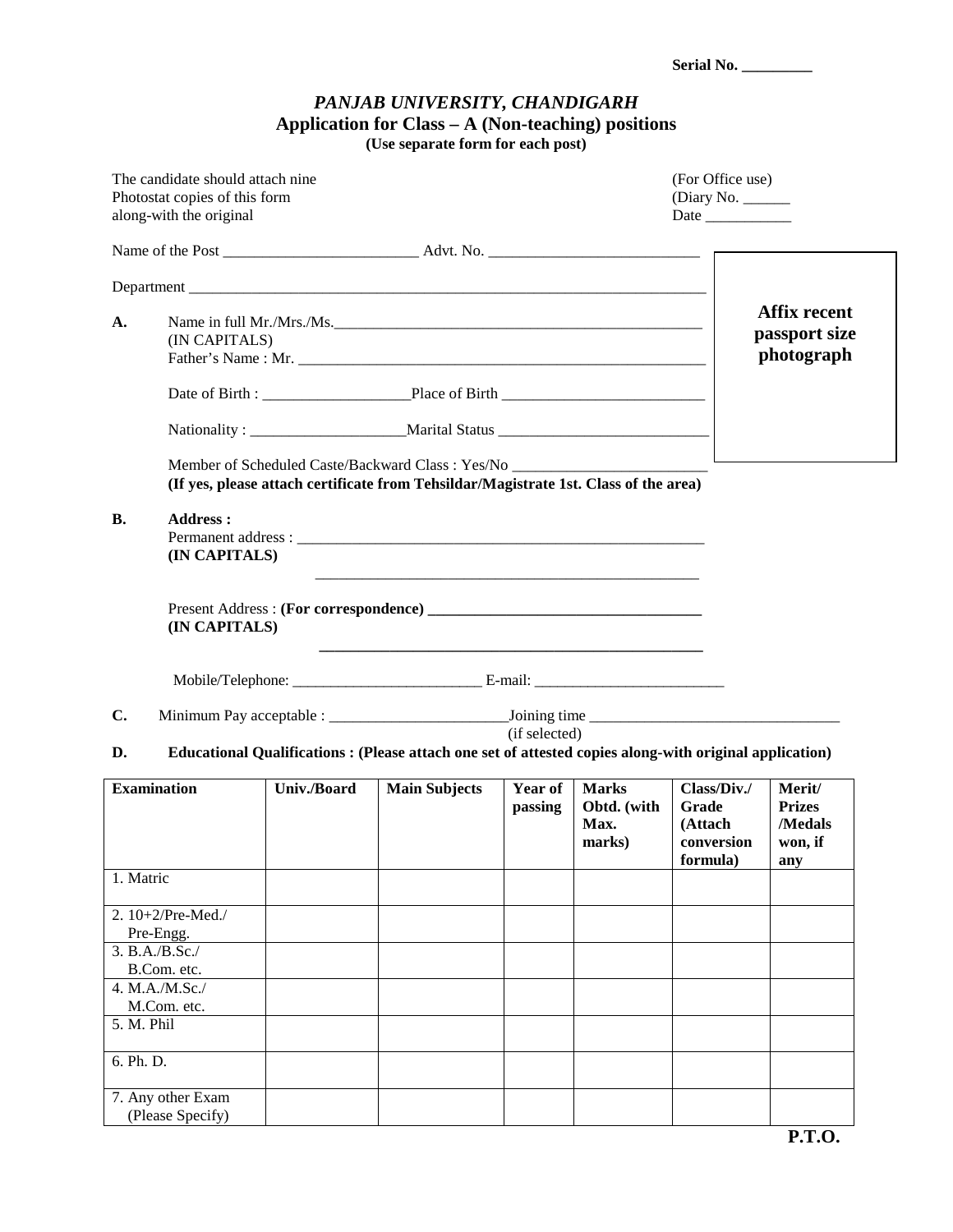**Serial No. _________**

# *PANJAB UNIVERSITY, CHANDIGARH*

## Application for Class – A (Non-teaching) positions

**(Use separate form for each post)**

The candidate should attach nine Photostat copies of this form along-with the original

(For Office use)
(Diary No. ______
Date ___________

**Affix recent passport size photograph**

Name of the Post _________________________ Advt. No. ___________________________

Department ______________________________________________________________________

**A.** Name in full Mr./Mrs./Ms.________________________________________________
(IN CAPITALS)
Father's Name : Mr. ____________________________________________________

Date of Birth : ___________________Place of Birth __________________________

Nationality : ____________________Marital Status ___________________________

Member of Scheduled Caste/Backward Class : Yes/No _________________________
**(If yes, please attach certificate from Tehsildar/Magistrate 1st. Class of the area)**

**B. Address :**
Permanent address : ______________________________________________________
**(IN CAPITALS)**
____________________________________________________

Present Address : **(For correspondence) ___________________________________**
**(IN CAPITALS)**
**____________________________________________________**

Mobile/Telephone: ________________________ E-mail: ________________________

**C.** Minimum Pay acceptable : _______________________Joining time ________________________________
(if selected)

**D. Educational Qualifications : (Please attach one set of attested copies along-with original application)**

| Examination | Univ./Board | Main Subjects | Year of passing | Marks Obtd. (with Max. marks) | Class/Div./ Grade (Attach conversion formula) | Merit/ Prizes /Medals won, if any |
|---|---|---|---|---|---|---|
| 1. Matric | | | | | | |
| 2. 10+2/Pre-Med./ Pre-Engg. | | | | | | |
| 3. B.A./B.Sc./ B.Com. etc. | | | | | | |
| 4. M.A./M.Sc./ M.Com. etc. | | | | | | |
| 5. M. Phil | | | | | | |
| 6. Ph. D. | | | | | | |
| 7. Any other Exam (Please Specify) | | | | | | |

**P.T.O.**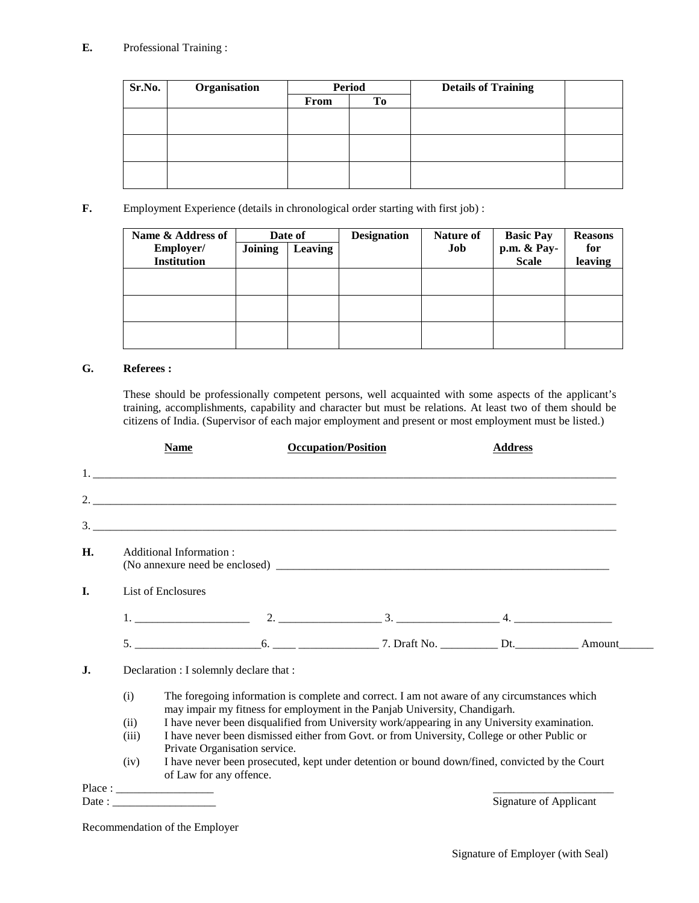**E.** Professional Training :

| Sr.No. | Organisation | Period | | Details of Training | |
|---|---|---|---|---|---|
| | | From | To | | |
| | | | | | |
| | | | | | |
| | | | | | |

**F.** Employment Experience (details in chronological order starting with first job) :

| Name & Address of Employer/ Institution | Date of | | Designation | Nature of Job | Basic Pay p.m. & Pay-Scale | Reasons for leaving |
|---|---|---|---|---|---|---|
| | Joining | Leaving | | | | |
| | | | | | | |
| | | | | | | |
| | | | | | | |

**G. Referees :**

These should be professionally competent persons, well acquainted with some aspects of the applicant's training, accomplishments, capability and character but must be relations. At least two of them should be citizens of India. (Supervisor of each major employment and present or most employment must be listed.)

**Name** &emsp; **Occupation/Position** &emsp; **Address**

1. ____________________________________________________________________________

2. ____________________________________________________________________________

3. ____________________________________________________________________________

**H.** Additional Information :
(No annexure need be enclosed) ______________________________________________________

**I.** List of Enclosures

1. ____________________ 2. __________________ 3. __________________ 4. _________________

5. ______________________6. ____ ______________ 7. Draft No. __________ Dt.___________ Amount______

**J.** Declaration : I solemnly declare that :

(i) The foregoing information is complete and correct. I am not aware of any circumstances which may impair my fitness for employment in the Panjab University, Chandigarh.

(ii) I have never been disqualified from University work/appearing in any University examination.

(iii) I have never been dismissed either from Govt. or from University, College or other Public or Private Organisation service.

(iv) I have never been prosecuted, kept under detention or bound down/fined, convicted by the Court of Law for any offence.

Place : _________________

Date : __________________

_____________________
Signature of Applicant

Recommendation of the Employer

Signature of Employer (with Seal)